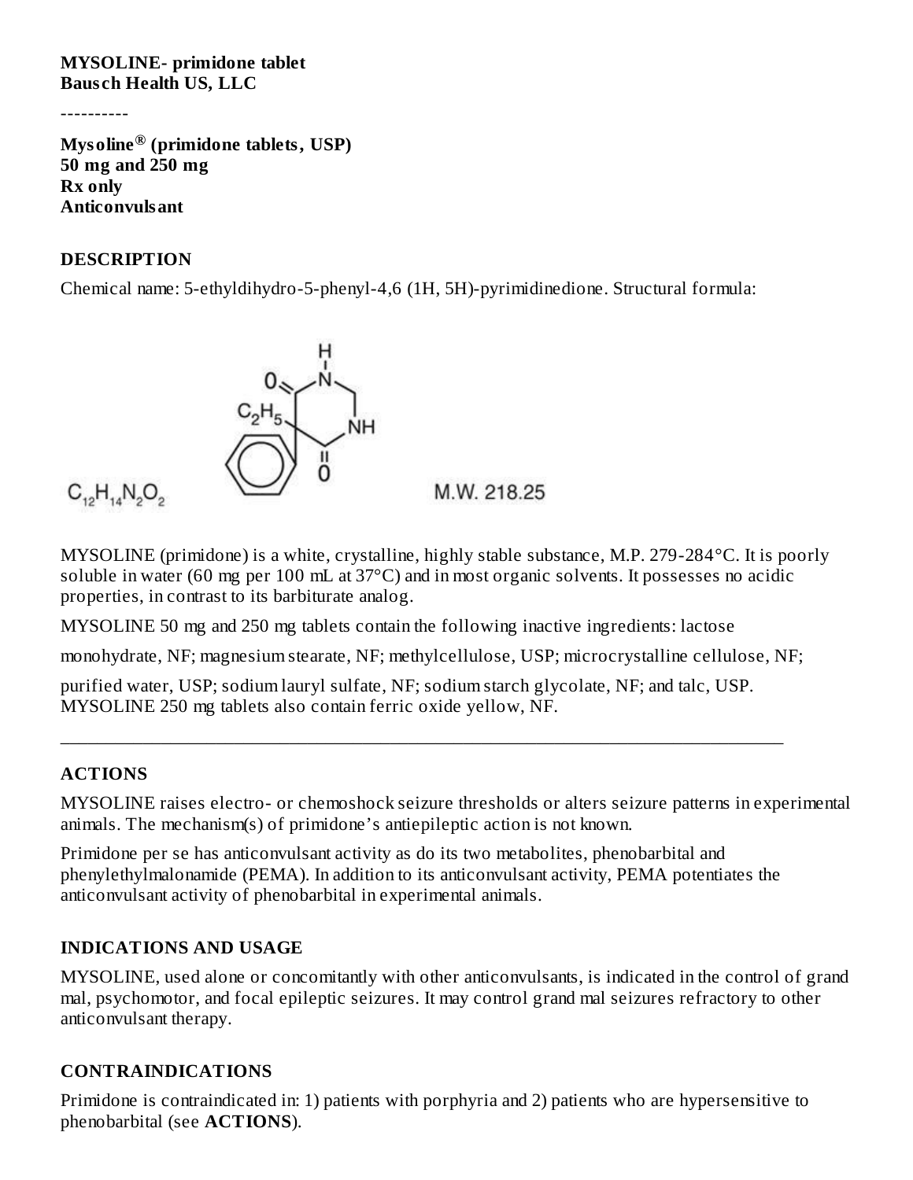**MYSOLINE- primidone tablet**
**Bausch Health US, LLC**

----------

**Mysoline® (primidone tablets, USP)**
**50 mg and 250 mg**
**Rx only**
**Anticonvulsant**

## DESCRIPTION

Chemical name: 5-ethyldihydro-5-phenyl-4,6 (1H, 5H)-pyrimidinedione. Structural formula:

$C_{12}H_{14}N_2O_2$ M.W. 218.25

MYSOLINE (primidone) is a white, crystalline, highly stable substance, M.P. 279-284°C. It is poorly soluble in water (60 mg per 100 mL at 37°C) and in most organic solvents. It possesses no acidic properties, in contrast to its barbiturate analog.

MYSOLINE 50 mg and 250 mg tablets contain the following inactive ingredients: lactose monohydrate, NF; magnesium stearate, NF; methylcellulose, USP; microcrystalline cellulose, NF; purified water, USP; sodium lauryl sulfate, NF; sodium starch glycolate, NF; and talc, USP. MYSOLINE 250 mg tablets also contain ferric oxide yellow, NF.

---

## ACTIONS

MYSOLINE raises electro- or chemoshock seizure thresholds or alters seizure patterns in experimental animals. The mechanism(s) of primidone's antiepileptic action is not known.

Primidone per se has anticonvulsant activity as do its two metabolites, phenobarbital and phenylethylmalonamide (PEMA). In addition to its anticonvulsant activity, PEMA potentiates the anticonvulsant activity of phenobarbital in experimental animals.

## INDICATIONS AND USAGE

MYSOLINE, used alone or concomitantly with other anticonvulsants, is indicated in the control of grand mal, psychomotor, and focal epileptic seizures. It may control grand mal seizures refractory to other anticonvulsant therapy.

## CONTRAINDICATIONS

Primidone is contraindicated in: 1) patients with porphyria and 2) patients who are hypersensitive to phenobarbital (see **ACTIONS**).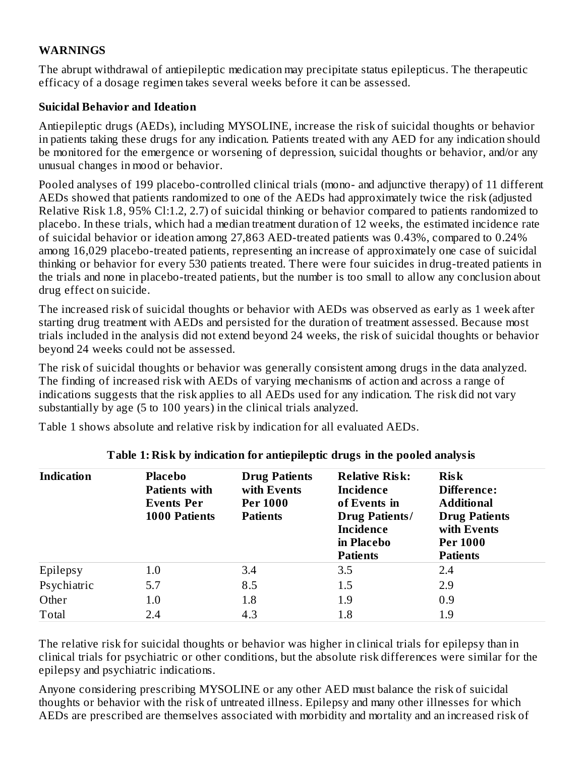## WARNINGS

The abrupt withdrawal of antiepileptic medication may precipitate status epilepticus. The therapeutic efficacy of a dosage regimen takes several weeks before it can be assessed.

### Suicidal Behavior and Ideation

Antiepileptic drugs (AEDs), including MYSOLINE, increase the risk of suicidal thoughts or behavior in patients taking these drugs for any indication. Patients treated with any AED for any indication should be monitored for the emergence or worsening of depression, suicidal thoughts or behavior, and/or any unusual changes in mood or behavior.

Pooled analyses of 199 placebo-controlled clinical trials (mono- and adjunctive therapy) of 11 different AEDs showed that patients randomized to one of the AEDs had approximately twice the risk (adjusted Relative Risk 1.8, 95% Cl:1.2, 2.7) of suicidal thinking or behavior compared to patients randomized to placebo. In these trials, which had a median treatment duration of 12 weeks, the estimated incidence rate of suicidal behavior or ideation among 27,863 AED-treated patients was 0.43%, compared to 0.24% among 16,029 placebo-treated patients, representing an increase of approximately one case of suicidal thinking or behavior for every 530 patients treated. There were four suicides in drug-treated patients in the trials and none in placebo-treated patients, but the number is too small to allow any conclusion about drug effect on suicide.

The increased risk of suicidal thoughts or behavior with AEDs was observed as early as 1 week after starting drug treatment with AEDs and persisted for the duration of treatment assessed. Because most trials included in the analysis did not extend beyond 24 weeks, the risk of suicidal thoughts or behavior beyond 24 weeks could not be assessed.

The risk of suicidal thoughts or behavior was generally consistent among drugs in the data analyzed. The finding of increased risk with AEDs of varying mechanisms of action and across a range of indications suggests that the risk applies to all AEDs used for any indication. The risk did not vary substantially by age (5 to 100 years) in the clinical trials analyzed.

Table 1 shows absolute and relative risk by indication for all evaluated AEDs.

**Table 1: Risk by indication for antiepileptic drugs in the pooled analysis**

| Indication | Placebo Patients with Events Per 1000 Patients | Drug Patients with Events Per 1000 Patients | Relative Risk: Incidence of Events in Drug Patients/ Incidence in Placebo Patients | Risk Difference: Additional Drug Patients with Events Per 1000 Patients |
|---|---|---|---|---|
| Epilepsy | 1.0 | 3.4 | 3.5 | 2.4 |
| Psychiatric | 5.7 | 8.5 | 1.5 | 2.9 |
| Other | 1.0 | 1.8 | 1.9 | 0.9 |
| Total | 2.4 | 4.3 | 1.8 | 1.9 |

The relative risk for suicidal thoughts or behavior was higher in clinical trials for epilepsy than in clinical trials for psychiatric or other conditions, but the absolute risk differences were similar for the epilepsy and psychiatric indications.

Anyone considering prescribing MYSOLINE or any other AED must balance the risk of suicidal thoughts or behavior with the risk of untreated illness. Epilepsy and many other illnesses for which AEDs are prescribed are themselves associated with morbidity and mortality and an increased risk of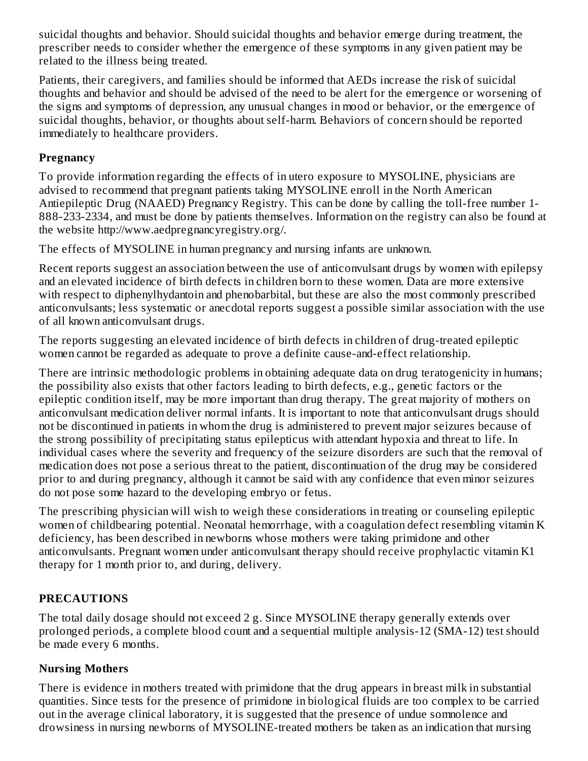suicidal thoughts and behavior. Should suicidal thoughts and behavior emerge during treatment, the prescriber needs to consider whether the emergence of these symptoms in any given patient may be related to the illness being treated.

Patients, their caregivers, and families should be informed that AEDs increase the risk of suicidal thoughts and behavior and should be advised of the need to be alert for the emergence or worsening of the signs and symptoms of depression, any unusual changes in mood or behavior, or the emergence of suicidal thoughts, behavior, or thoughts about self-harm. Behaviors of concern should be reported immediately to healthcare providers.

### Pregnancy

To provide information regarding the effects of in utero exposure to MYSOLINE, physicians are advised to recommend that pregnant patients taking MYSOLINE enroll in the North American Antiepileptic Drug (NAAED) Pregnancy Registry. This can be done by calling the toll-free number 1-888-233-2334, and must be done by patients themselves. Information on the registry can also be found at the website http://www.aedpregnancyregistry.org/.

The effects of MYSOLINE in human pregnancy and nursing infants are unknown.

Recent reports suggest an association between the use of anticonvulsant drugs by women with epilepsy and an elevated incidence of birth defects in children born to these women. Data are more extensive with respect to diphenylhydantoin and phenobarbital, but these are also the most commonly prescribed anticonvulsants; less systematic or anecdotal reports suggest a possible similar association with the use of all known anticonvulsant drugs.

The reports suggesting an elevated incidence of birth defects in children of drug-treated epileptic women cannot be regarded as adequate to prove a definite cause-and-effect relationship.

There are intrinsic methodologic problems in obtaining adequate data on drug teratogenicity in humans; the possibility also exists that other factors leading to birth defects, e.g., genetic factors or the epileptic condition itself, may be more important than drug therapy. The great majority of mothers on anticonvulsant medication deliver normal infants. It is important to note that anticonvulsant drugs should not be discontinued in patients in whom the drug is administered to prevent major seizures because of the strong possibility of precipitating status epilepticus with attendant hypoxia and threat to life. In individual cases where the severity and frequency of the seizure disorders are such that the removal of medication does not pose a serious threat to the patient, discontinuation of the drug may be considered prior to and during pregnancy, although it cannot be said with any confidence that even minor seizures do not pose some hazard to the developing embryo or fetus.

The prescribing physician will wish to weigh these considerations in treating or counseling epileptic women of childbearing potential. Neonatal hemorrhage, with a coagulation defect resembling vitamin K deficiency, has been described in newborns whose mothers were taking primidone and other anticonvulsants. Pregnant women under anticonvulsant therapy should receive prophylactic vitamin K1 therapy for 1 month prior to, and during, delivery.

## PRECAUTIONS

The total daily dosage should not exceed 2 g. Since MYSOLINE therapy generally extends over prolonged periods, a complete blood count and a sequential multiple analysis-12 (SMA-12) test should be made every 6 months.

### Nursing Mothers

There is evidence in mothers treated with primidone that the drug appears in breast milk in substantial quantities. Since tests for the presence of primidone in biological fluids are too complex to be carried out in the average clinical laboratory, it is suggested that the presence of undue somnolence and drowsiness in nursing newborns of MYSOLINE-treated mothers be taken as an indication that nursing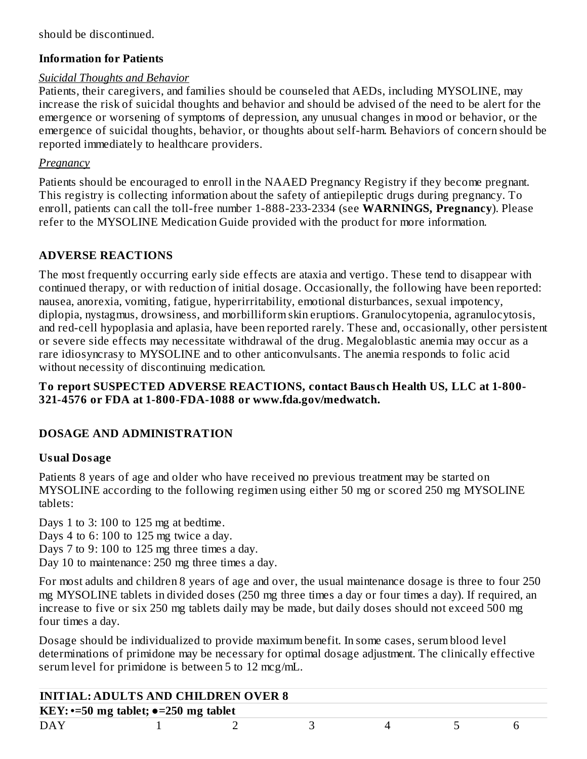should be discontinued.

### Information for Patients

*Suicidal Thoughts and Behavior*

Patients, their caregivers, and families should be counseled that AEDs, including MYSOLINE, may increase the risk of suicidal thoughts and behavior and should be advised of the need to be alert for the emergence or worsening of symptoms of depression, any unusual changes in mood or behavior, or the emergence of suicidal thoughts, behavior, or thoughts about self-harm. Behaviors of concern should be reported immediately to healthcare providers.

*Pregnancy*

Patients should be encouraged to enroll in the NAAED Pregnancy Registry if they become pregnant. This registry is collecting information about the safety of antiepileptic drugs during pregnancy. To enroll, patients can call the toll-free number 1-888-233-2334 (see **WARNINGS, Pregnancy**). Please refer to the MYSOLINE Medication Guide provided with the product for more information.

## ADVERSE REACTIONS

The most frequently occurring early side effects are ataxia and vertigo. These tend to disappear with continued therapy, or with reduction of initial dosage. Occasionally, the following have been reported: nausea, anorexia, vomiting, fatigue, hyperirritability, emotional disturbances, sexual impotency, diplopia, nystagmus, drowsiness, and morbilliform skin eruptions. Granulocytopenia, agranulocytosis, and red-cell hypoplasia and aplasia, have been reported rarely. These and, occasionally, other persistent or severe side effects may necessitate withdrawal of the drug. Megaloblastic anemia may occur as a rare idiosyncrasy to MYSOLINE and to other anticonvulsants. The anemia responds to folic acid without necessity of discontinuing medication.

**To report SUSPECTED ADVERSE REACTIONS, contact Bausch Health US, LLC at 1-800-321-4576 or FDA at 1-800-FDA-1088 or www.fda.gov/medwatch.**

## DOSAGE AND ADMINISTRATION

### Usual Dosage

Patients 8 years of age and older who have received no previous treatment may be started on MYSOLINE according to the following regimen using either 50 mg or scored 250 mg MYSOLINE tablets:

Days 1 to 3: 100 to 125 mg at bedtime.
Days 4 to 6: 100 to 125 mg twice a day.
Days 7 to 9: 100 to 125 mg three times a day.
Day 10 to maintenance: 250 mg three times a day.

For most adults and children 8 years of age and over, the usual maintenance dosage is three to four 250 mg MYSOLINE tablets in divided doses (250 mg three times a day or four times a day). If required, an increase to five or six 250 mg tablets daily may be made, but daily doses should not exceed 500 mg four times a day.

Dosage should be individualized to provide maximum benefit. In some cases, serum blood level determinations of primidone may be necessary for optimal dosage adjustment. The clinically effective serum level for primidone is between 5 to 12 mcg/mL.

| INITIAL: ADULTS AND CHILDREN OVER 8 | | | | | | |
|---|---|---|---|---|---|---|
| KEY: •=50 mg tablet; ●=250 mg tablet | | | | | | |
| DAY | 1 | 2 | 3 | 4 | 5 | 6 |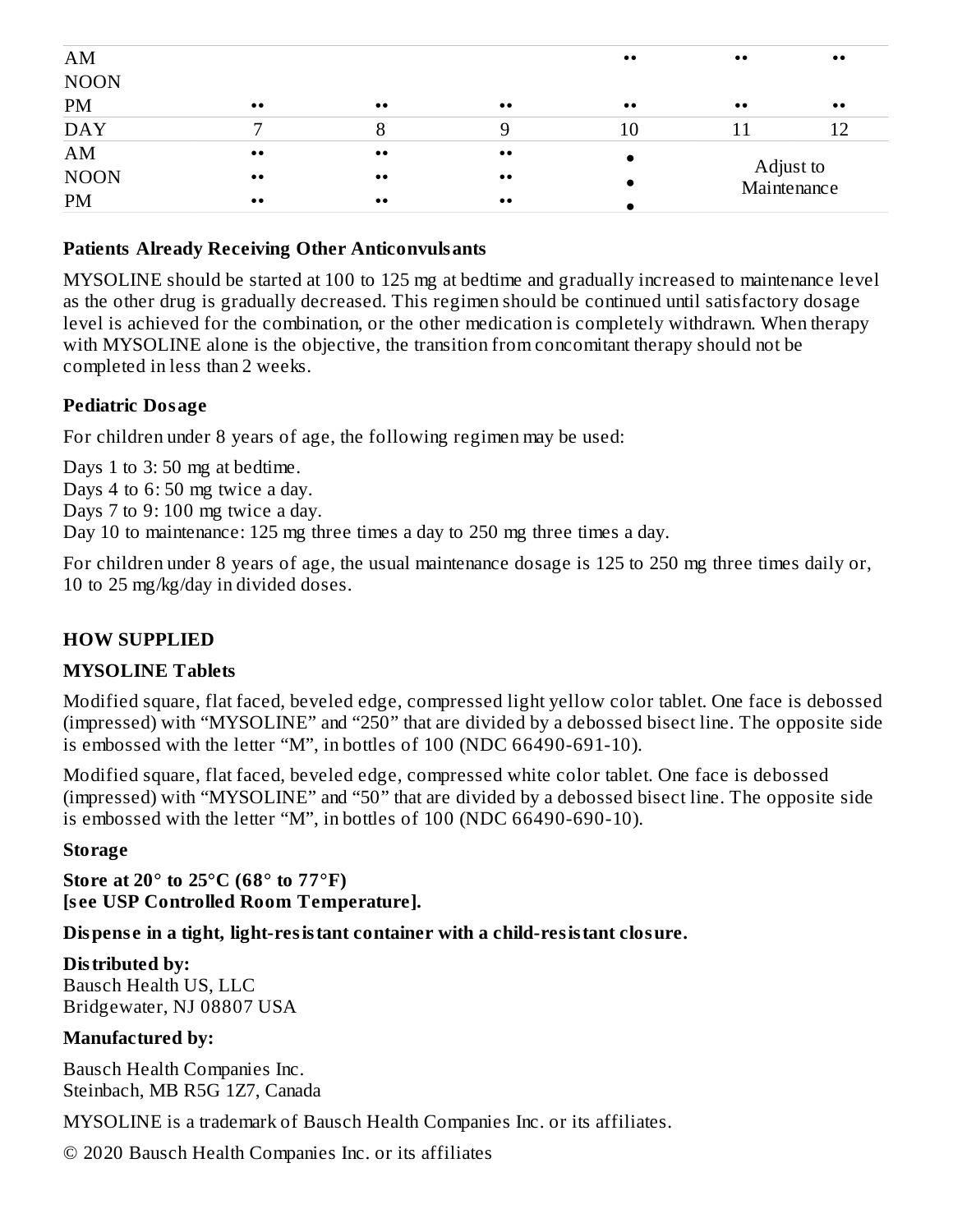| AM | | | | •• | •• | •• |
|---|---|---|---|---|---|---|
| NOON | | | | | | |
| PM | •• | •• | •• | •• | •• | •• |
| DAY | 7 | 8 | 9 | 10 | 11 | 12 |
| AM | •• | •• | •• | • | Adjust to Maintenance | |
| NOON | •• | •• | •• | • | | |
| PM | •• | •• | •• | • | | |

**Patients Already Receiving Other Anticonvulsants**

MYSOLINE should be started at 100 to 125 mg at bedtime and gradually increased to maintenance level as the other drug is gradually decreased. This regimen should be continued until satisfactory dosage level is achieved for the combination, or the other medication is completely withdrawn. When therapy with MYSOLINE alone is the objective, the transition from concomitant therapy should not be completed in less than 2 weeks.

**Pediatric Dosage**

For children under 8 years of age, the following regimen may be used:

Days 1 to 3: 50 mg at bedtime.
Days 4 to 6: 50 mg twice a day.
Days 7 to 9: 100 mg twice a day.
Day 10 to maintenance: 125 mg three times a day to 250 mg three times a day.

For children under 8 years of age, the usual maintenance dosage is 125 to 250 mg three times daily or, 10 to 25 mg/kg/day in divided doses.

## HOW SUPPLIED

**MYSOLINE Tablets**

Modified square, flat faced, beveled edge, compressed light yellow color tablet. One face is debossed (impressed) with "MYSOLINE" and "250" that are divided by a debossed bisect line. The opposite side is embossed with the letter "M", in bottles of 100 (NDC 66490-691-10).

Modified square, flat faced, beveled edge, compressed white color tablet. One face is debossed (impressed) with "MYSOLINE" and "50" that are divided by a debossed bisect line. The opposite side is embossed with the letter "M", in bottles of 100 (NDC 66490-690-10).

**Storage**

**Store at 20° to 25°C (68° to 77°F)**
**[see USP Controlled Room Temperature].**

**Dispense in a tight, light-resistant container with a child-resistant closure.**

**Distributed by:**
Bausch Health US, LLC
Bridgewater, NJ 08807 USA

**Manufactured by:**

Bausch Health Companies Inc.
Steinbach, MB R5G 1Z7, Canada

MYSOLINE is a trademark of Bausch Health Companies Inc. or its affiliates.

© 2020 Bausch Health Companies Inc. or its affiliates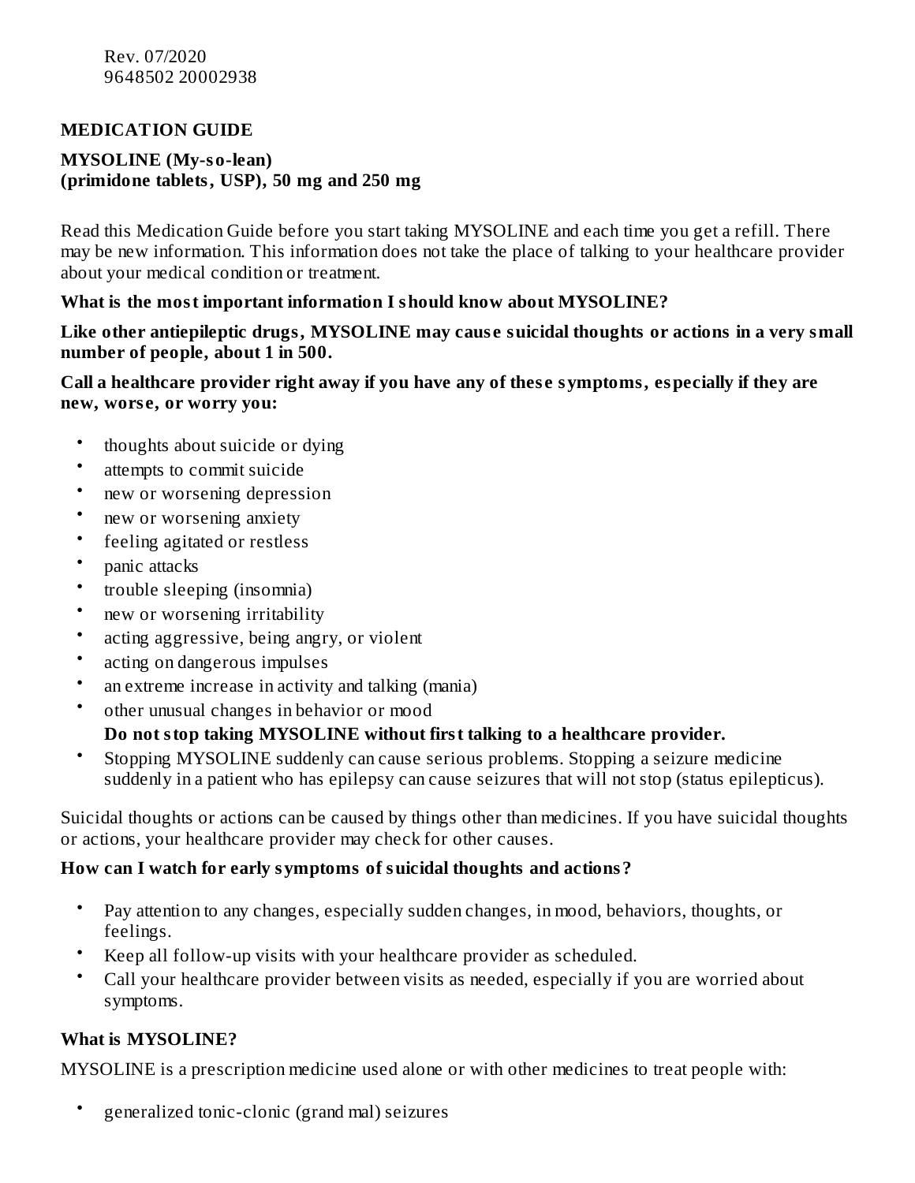Rev. 07/2020
9648502 20002938

## MEDICATION GUIDE

**MYSOLINE (My-so-lean)**
**(primidone tablets, USP), 50 mg and 250 mg**

Read this Medication Guide before you start taking MYSOLINE and each time you get a refill. There may be new information. This information does not take the place of talking to your healthcare provider about your medical condition or treatment.

**What is the most important information I should know about MYSOLINE?**

**Like other antiepileptic drugs, MYSOLINE may cause suicidal thoughts or actions in a very small number of people, about 1 in 500.**

**Call a healthcare provider right away if you have any of these symptoms, especially if they are new, worse, or worry you:**

- thoughts about suicide or dying
- attempts to commit suicide
- new or worsening depression
- new or worsening anxiety
- feeling agitated or restless
- panic attacks
- trouble sleeping (insomnia)
- new or worsening irritability
- acting aggressive, being angry, or violent
- acting on dangerous impulses
- an extreme increase in activity and talking (mania)
- other unusual changes in behavior or mood

  **Do not stop taking MYSOLINE without first talking to a healthcare provider.**
- Stopping MYSOLINE suddenly can cause serious problems. Stopping a seizure medicine suddenly in a patient who has epilepsy can cause seizures that will not stop (status epilepticus).

Suicidal thoughts or actions can be caused by things other than medicines. If you have suicidal thoughts or actions, your healthcare provider may check for other causes.

**How can I watch for early symptoms of suicidal thoughts and actions?**

- Pay attention to any changes, especially sudden changes, in mood, behaviors, thoughts, or feelings.
- Keep all follow-up visits with your healthcare provider as scheduled.
- Call your healthcare provider between visits as needed, especially if you are worried about symptoms.

**What is MYSOLINE?**

MYSOLINE is a prescription medicine used alone or with other medicines to treat people with:

- generalized tonic-clonic (grand mal) seizures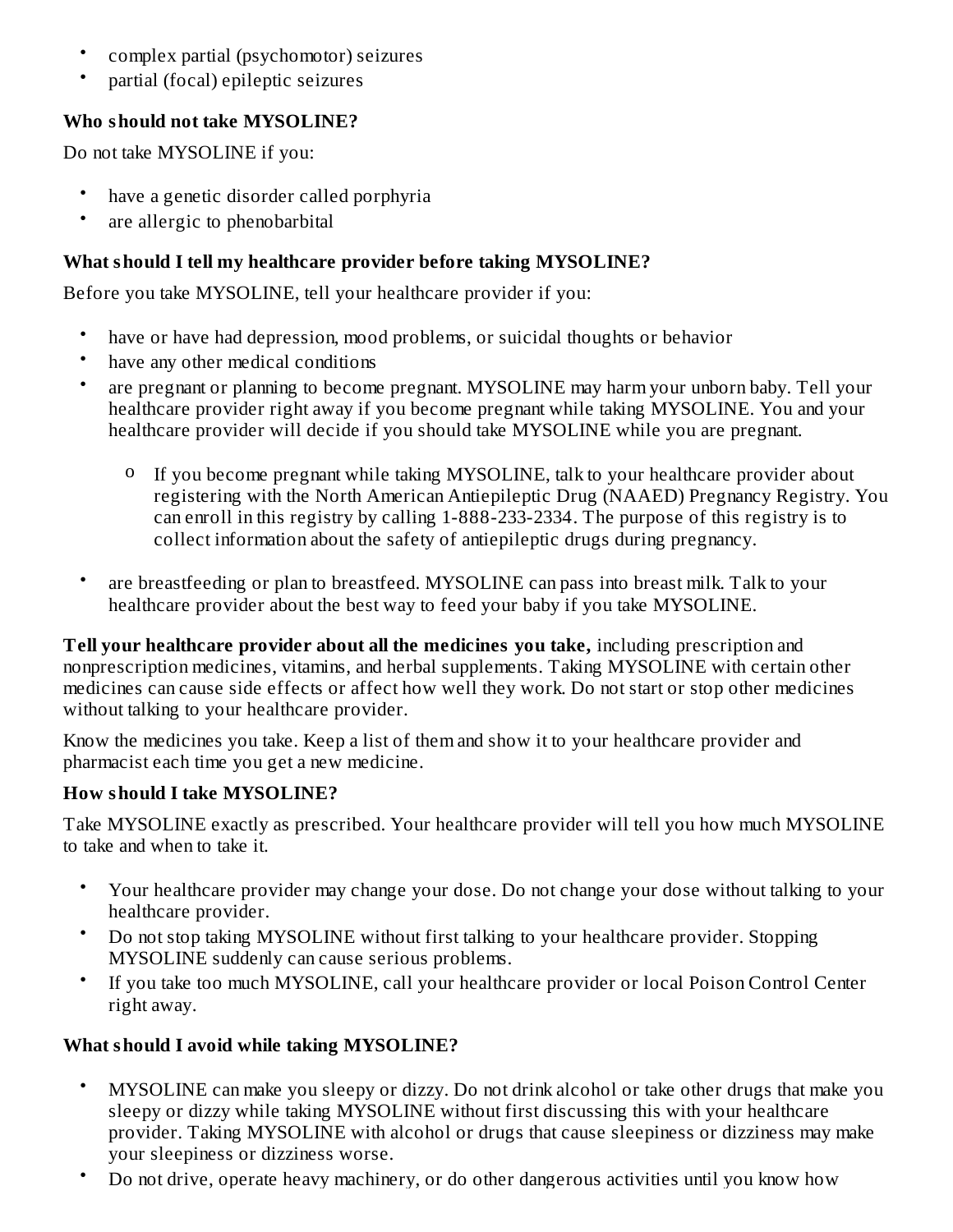- complex partial (psychomotor) seizures
- partial (focal) epileptic seizures

**Who should not take MYSOLINE?**

Do not take MYSOLINE if you:

- have a genetic disorder called porphyria
- are allergic to phenobarbital

**What should I tell my healthcare provider before taking MYSOLINE?**

Before you take MYSOLINE, tell your healthcare provider if you:

- have or have had depression, mood problems, or suicidal thoughts or behavior
- have any other medical conditions
- are pregnant or planning to become pregnant. MYSOLINE may harm your unborn baby. Tell your healthcare provider right away if you become pregnant while taking MYSOLINE. You and your healthcare provider will decide if you should take MYSOLINE while you are pregnant.
    - If you become pregnant while taking MYSOLINE, talk to your healthcare provider about registering with the North American Antiepileptic Drug (NAAED) Pregnancy Registry. You can enroll in this registry by calling 1-888-233-2334. The purpose of this registry is to collect information about the safety of antiepileptic drugs during pregnancy.
- are breastfeeding or plan to breastfeed. MYSOLINE can pass into breast milk. Talk to your healthcare provider about the best way to feed your baby if you take MYSOLINE.

**Tell your healthcare provider about all the medicines you take,** including prescription and nonprescription medicines, vitamins, and herbal supplements. Taking MYSOLINE with certain other medicines can cause side effects or affect how well they work. Do not start or stop other medicines without talking to your healthcare provider.

Know the medicines you take. Keep a list of them and show it to your healthcare provider and pharmacist each time you get a new medicine.

**How should I take MYSOLINE?**

Take MYSOLINE exactly as prescribed. Your healthcare provider will tell you how much MYSOLINE to take and when to take it.

- Your healthcare provider may change your dose. Do not change your dose without talking to your healthcare provider.
- Do not stop taking MYSOLINE without first talking to your healthcare provider. Stopping MYSOLINE suddenly can cause serious problems.
- If you take too much MYSOLINE, call your healthcare provider or local Poison Control Center right away.

**What should I avoid while taking MYSOLINE?**

- MYSOLINE can make you sleepy or dizzy. Do not drink alcohol or take other drugs that make you sleepy or dizzy while taking MYSOLINE without first discussing this with your healthcare provider. Taking MYSOLINE with alcohol or drugs that cause sleepiness or dizziness may make your sleepiness or dizziness worse.
- Do not drive, operate heavy machinery, or do other dangerous activities until you know how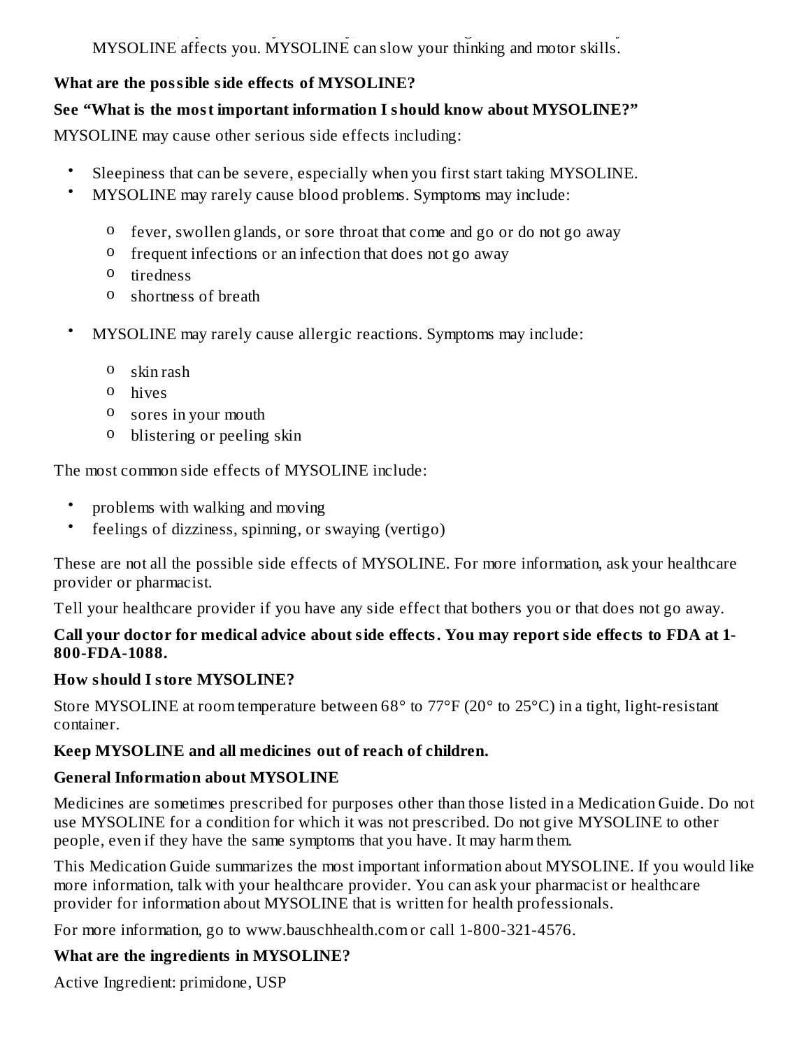MYSOLINE affects you. MYSOLINE can slow your thinking and motor skills.

**What are the possible side effects of MYSOLINE?**

**See "What is the most important information I should know about MYSOLINE?"**

MYSOLINE may cause other serious side effects including:

- Sleepiness that can be severe, especially when you first start taking MYSOLINE.
- MYSOLINE may rarely cause blood problems. Symptoms may include:
  - fever, swollen glands, or sore throat that come and go or do not go away
  - frequent infections or an infection that does not go away
  - tiredness
  - shortness of breath
- MYSOLINE may rarely cause allergic reactions. Symptoms may include:
  - skin rash
  - hives
  - sores in your mouth
  - blistering or peeling skin

The most common side effects of MYSOLINE include:

- problems with walking and moving
- feelings of dizziness, spinning, or swaying (vertigo)

These are not all the possible side effects of MYSOLINE. For more information, ask your healthcare provider or pharmacist.

Tell your healthcare provider if you have any side effect that bothers you or that does not go away.

**Call your doctor for medical advice about side effects. You may report side effects to FDA at 1-800-FDA-1088.**

**How should I store MYSOLINE?**

Store MYSOLINE at room temperature between 68° to 77°F (20° to 25°C) in a tight, light-resistant container.

**Keep MYSOLINE and all medicines out of reach of children.**

**General Information about MYSOLINE**

Medicines are sometimes prescribed for purposes other than those listed in a Medication Guide. Do not use MYSOLINE for a condition for which it was not prescribed. Do not give MYSOLINE to other people, even if they have the same symptoms that you have. It may harm them.

This Medication Guide summarizes the most important information about MYSOLINE. If you would like more information, talk with your healthcare provider. You can ask your pharmacist or healthcare provider for information about MYSOLINE that is written for health professionals.

For more information, go to www.bauschhealth.com or call 1-800-321-4576.

**What are the ingredients in MYSOLINE?**

Active Ingredient: primidone, USP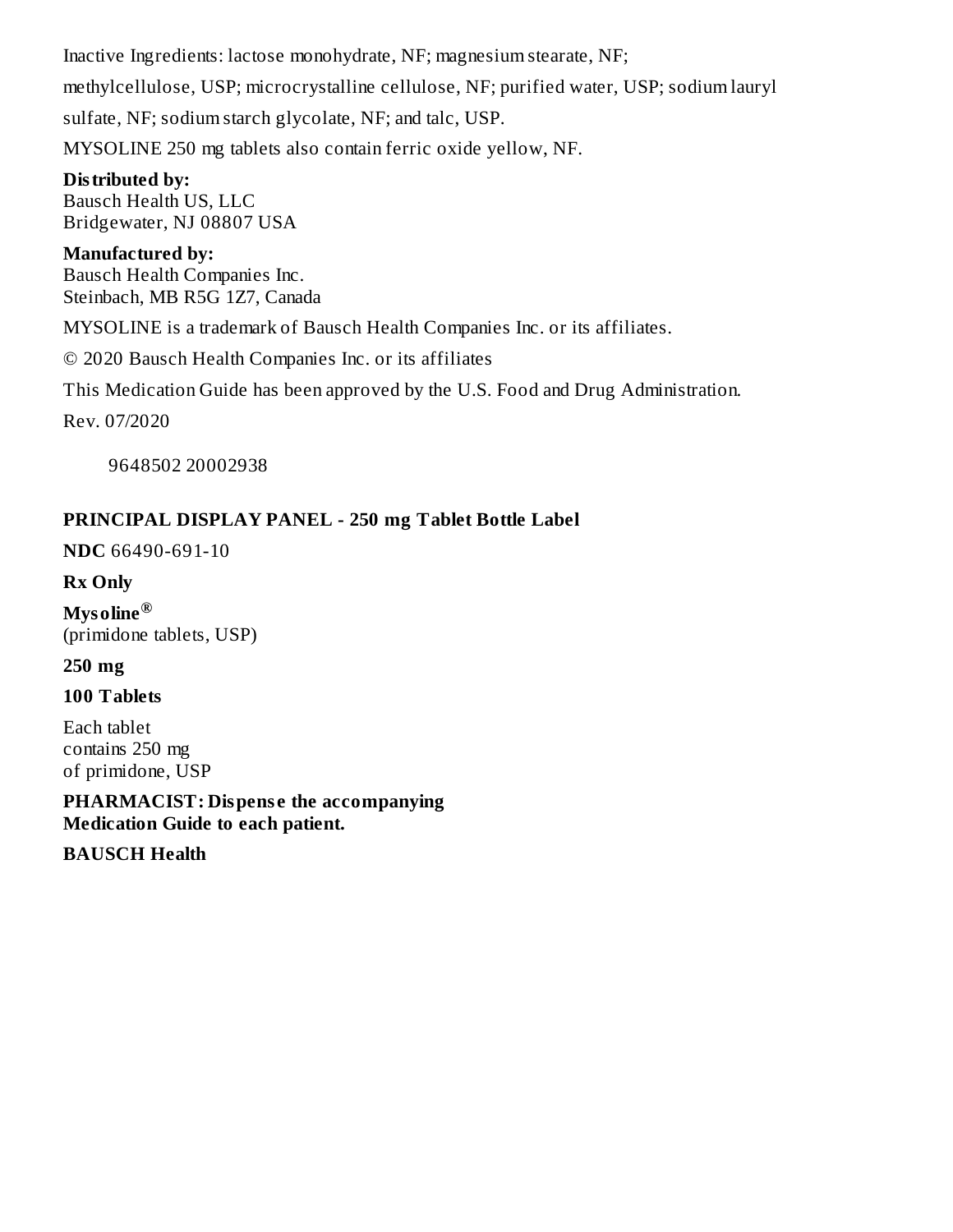Inactive Ingredients: lactose monohydrate, NF; magnesium stearate, NF; methylcellulose, USP; microcrystalline cellulose, NF; purified water, USP; sodium lauryl sulfate, NF; sodium starch glycolate, NF; and talc, USP.

MYSOLINE 250 mg tablets also contain ferric oxide yellow, NF.

**Distributed by:**
Bausch Health US, LLC
Bridgewater, NJ 08807 USA

**Manufactured by:**
Bausch Health Companies Inc.
Steinbach, MB R5G 1Z7, Canada

MYSOLINE is a trademark of Bausch Health Companies Inc. or its affiliates.

© 2020 Bausch Health Companies Inc. or its affiliates

This Medication Guide has been approved by the U.S. Food and Drug Administration.

Rev. 07/2020

9648502 20002938

## PRINCIPAL DISPLAY PANEL - 250 mg Tablet Bottle Label

**NDC** 66490-691-10

**Rx Only**

**Mysoline®**
(primidone tablets, USP)

**250 mg**

**100 Tablets**

Each tablet
contains 250 mg
of primidone, USP

**PHARMACIST: Dispense the accompanying Medication Guide to each patient.**

**BAUSCH Health**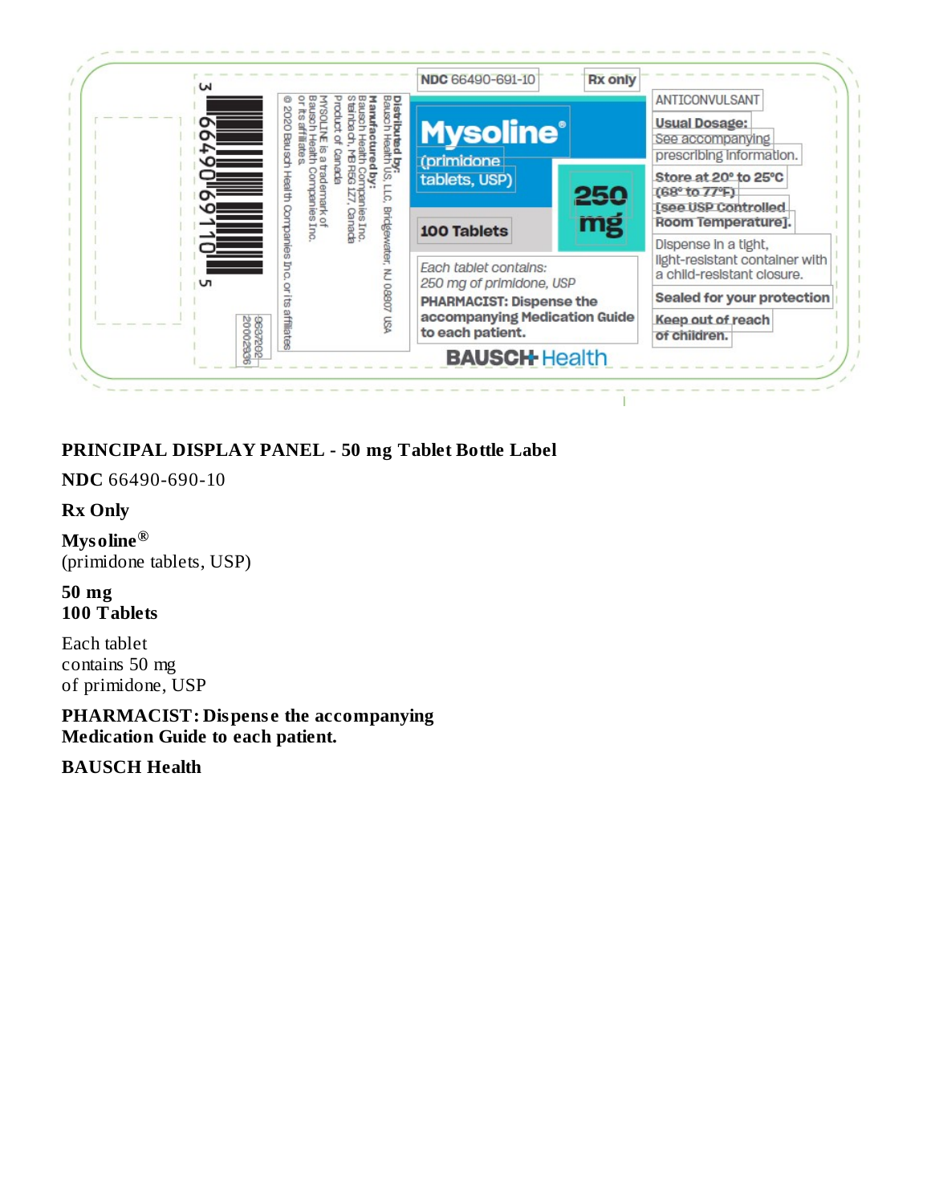NDC 66490-691-10

Rx only

**Mysoline®**
(primidone tablets, USP)

**250 mg**

**100 Tablets**

*Each tablet contains:*
*250 mg of primidone, USP*

**PHARMACIST: Dispense the accompanying Medication Guide to each patient.**

**BAUSCH Health**

ANTICONVULSANT

**Usual Dosage:** See accompanying prescribing information.

**Store at 20° to 25°C (68° to 77°F) [see USP Controlled Room Temperature].**

Dispense in a tight, light-resistant container with a child-resistant closure.

**Sealed for your protection**

**Keep out of reach of children.**

**Distributed by:**
Bausch Health US, LLC, Bridgewater, NJ 08807 USA
**Manufactured by:**
Bausch Health Companies Inc.
Steinbach, MB R5G 1Z7, Canada
Product of Canada
MYSOLINE is a trademark of Bausch Health Companies Inc. or its affiliates.
© 2020 Bausch Health Companies Inc. or its affiliates

3 66490 69110 5

9637202
20002336

**PRINCIPAL DISPLAY PANEL - 50 mg Tablet Bottle Label**

**NDC** 66490-690-10

**Rx Only**

**Mysoline®**
(primidone tablets, USP)

**50 mg**
**100 Tablets**

Each tablet
contains 50 mg
of primidone, USP

**PHARMACIST: Dispense the accompanying Medication Guide to each patient.**

**BAUSCH Health**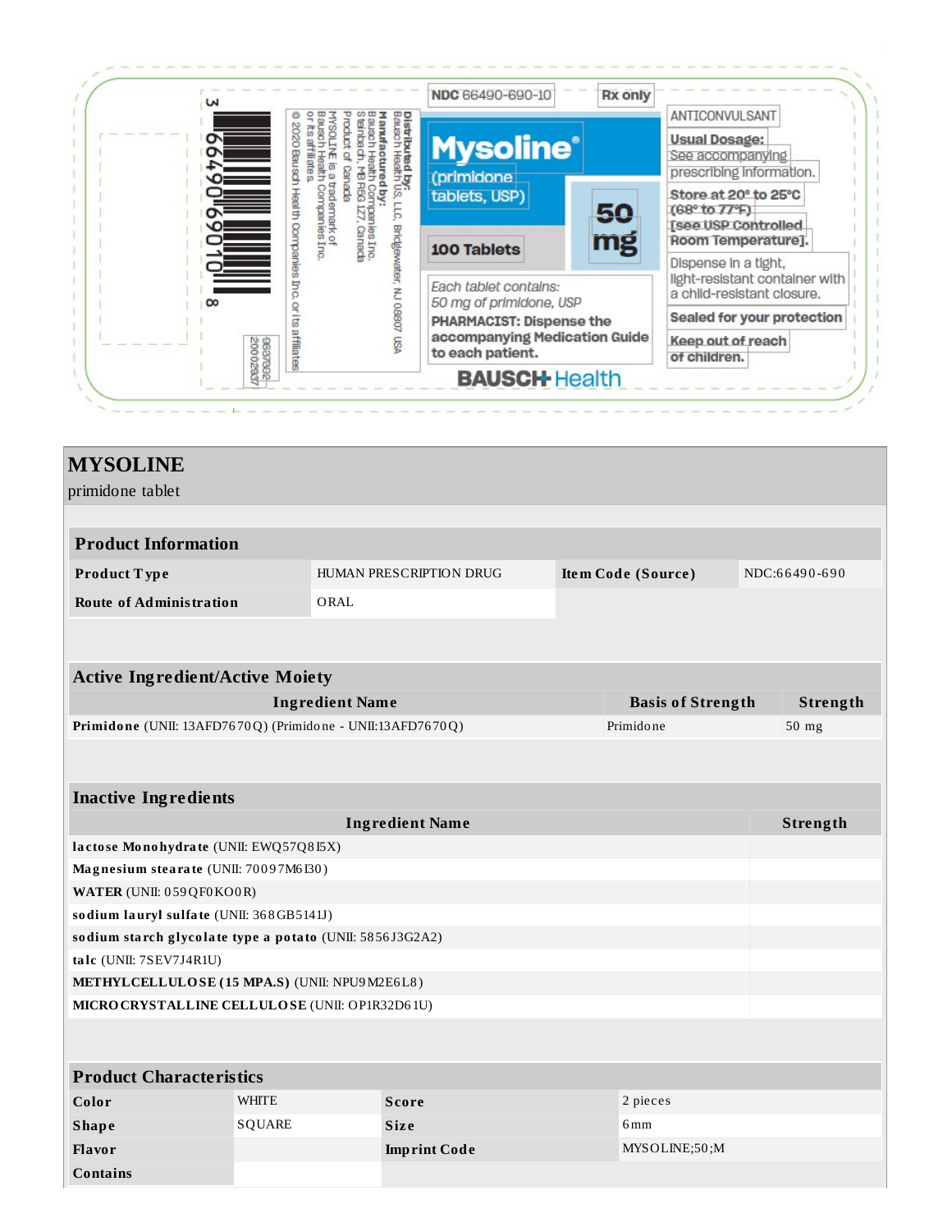NDC 66490-690-10

Rx only

**Mysoline®**
(primidone tablets, USP)

**50 mg**

**100 Tablets**

*Each tablet contains:*
*50 mg of primidone, USP*

**PHARMACIST: Dispense the accompanying Medication Guide to each patient.**

BAUSCH Health

ANTICONVULSANT

**Usual Dosage:** See accompanying prescribing information.

**Store at 20° to 25°C (68° to 77°F) [see USP Controlled Room Temperature].**

Dispense in a tight, light-resistant container with a child-resistant closure.

**Sealed for your protection**

**Keep out of reach of children.**

**Distributed by:**
Bausch Health US, LLC, Bridgewater, NJ 08807 USA
**Manufactured by:**
Bausch Health Companies Inc.
Steinbach, MB R5G 1Z7, Canada
Product of Canada
MYSOLINE is a trademark of Bausch Health Companies Inc. or its affiliates.
© 2020 Bausch Health Companies Inc. or its affiliates

3 66490 69010 8

9637302
20002307

# MYSOLINE

primidone tablet

| **Product Information** | | | |
|---|---|---|---|
| **Product Type** | HUMAN PRESCRIPTION DRUG | **Item Code (Source)** | NDC:66490-690 |
| **Route of Administration** | ORAL | | |

| **Active Ingredient/Active Moiety** | | |
|---|---|---|
| **Ingredient Name** | **Basis of Strength** | **Strength** |
| **Primidone** (UNII: 13AFD7670Q) (Primidone - UNII:13AFD7670Q) | Primidone | 50 mg |

| **Inactive Ingredients** | |
|---|---|
| **Ingredient Name** | **Strength** |
| **lactose Monohydrate** (UNII: EWQ57Q8I5X) | |
| **Magnesium stearate** (UNII: 70097M6I30) | |
| **WATER** (UNII: 059QF0KO0R) | |
| **sodium lauryl sulfate** (UNII: 368GB5141J) | |
| **sodium starch glycolate type a potato** (UNII: 5856J3G2A2) | |
| **talc** (UNII: 7SEV7J4R1U) | |
| **METHYLCELLULOSE (15 MPA.S)** (UNII: NPU9M2E6L8) | |
| **MICROCRYSTALLINE CELLULOSE** (UNII: OP1R32D61U) | |

| **Product Characteristics** | | | |
|---|---|---|---|
| **Color** | WHITE | **Score** | 2 pieces |
| **Shape** | SQUARE | **Size** | 6mm |
| **Flavor** | | **Imprint Code** | MYSOLINE;50;M |
| **Contains** | | | |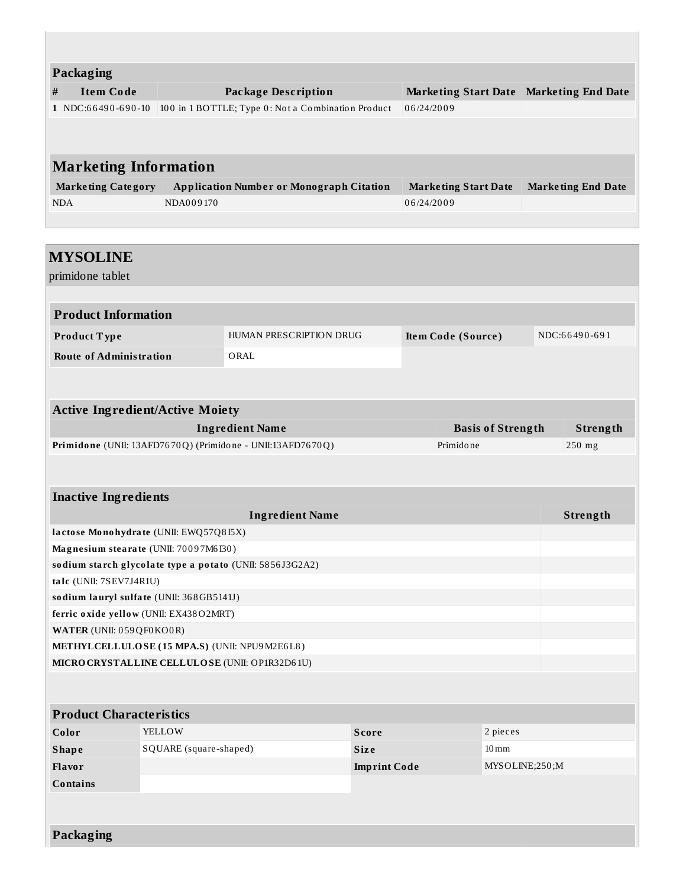## Packaging

| # | Item Code | Package Description | Marketing Start Date | Marketing End Date |
|---|---|---|---|---|
| 1 | NDC:66490-690-10 | 100 in 1 BOTTLE; Type 0: Not a Combination Product | 06/24/2009 | |

## Marketing Information

| Marketing Category | Application Number or Monograph Citation | Marketing Start Date | Marketing End Date |
|---|---|---|---|
| NDA | NDA009170 | 06/24/2009 | |

# MYSOLINE

primidone tablet

## Product Information

| | | | |
|---|---|---|---|
| **Product Type** | HUMAN PRESCRIPTION DRUG | **Item Code (Source)** | NDC:66490-691 |
| **Route of Administration** | ORAL | | |

## Active Ingredient/Active Moiety

| Ingredient Name | Basis of Strength | Strength |
|---|---|---|
| **Primidone** (UNII: 13AFD7670Q) (Primidone - UNII:13AFD7670Q) | Primidone | 250 mg |

## Inactive Ingredients

| Ingredient Name | Strength |
|---|---|
| **lactose Monohydrate** (UNII: EWQ57Q8I5X) | |
| **Magnesium stearate** (UNII: 70097M6I30) | |
| **sodium starch glycolate type a potato** (UNII: 5856J3G2A2) | |
| **talc** (UNII: 7SEV7J4R1U) | |
| **sodium lauryl sulfate** (UNII: 368GB5141J) | |
| **ferric oxide yellow** (UNII: EX438O2MRT) | |
| **WATER** (UNII: 059QF0KO0R) | |
| **METHYLCELLULOSE (15 MPA.S)** (UNII: NPU9M2E6L8) | |
| **MICROCRYSTALLINE CELLULOSE** (UNII: OP1R32D61U) | |

## Product Characteristics

| | | | |
|---|---|---|---|
| **Color** | YELLOW | **Score** | 2 pieces |
| **Shape** | SQUARE (square-shaped) | **Size** | 10mm |
| **Flavor** | | **Imprint Code** | MYSOLINE;250;M |
| **Contains** | | | |

## Packaging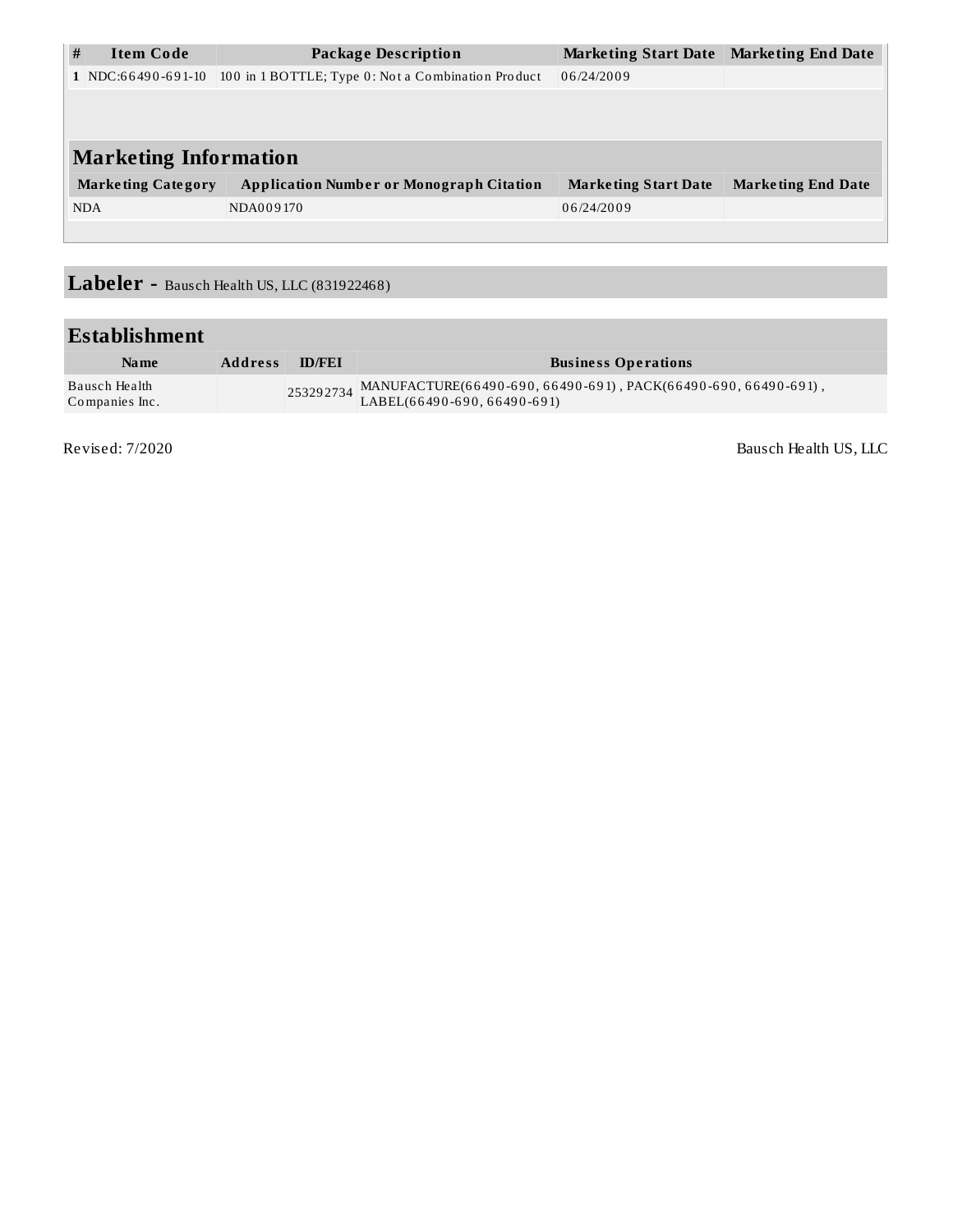| # | Item Code | Package Description | Marketing Start Date | Marketing End Date |
|---|---|---|---|---|
| 1 | NDC:66490-691-10 | 100 in 1 BOTTLE; Type 0: Not a Combination Product | 06/24/2009 | |

## Marketing Information

| Marketing Category | Application Number or Monograph Citation | Marketing Start Date | Marketing End Date |
|---|---|---|---|
| NDA | NDA009170 | 06/24/2009 | |

## Labeler - Bausch Health US, LLC (831922468)

## Establishment

| Name | Address | ID/FEI | Business Operations |
|---|---|---|---|
| Bausch Health Companies Inc. | | 253292734 | MANUFACTURE(66490-690, 66490-691), PACK(66490-690, 66490-691), LABEL(66490-690, 66490-691) |

Revised: 7/2020

Bausch Health US, LLC